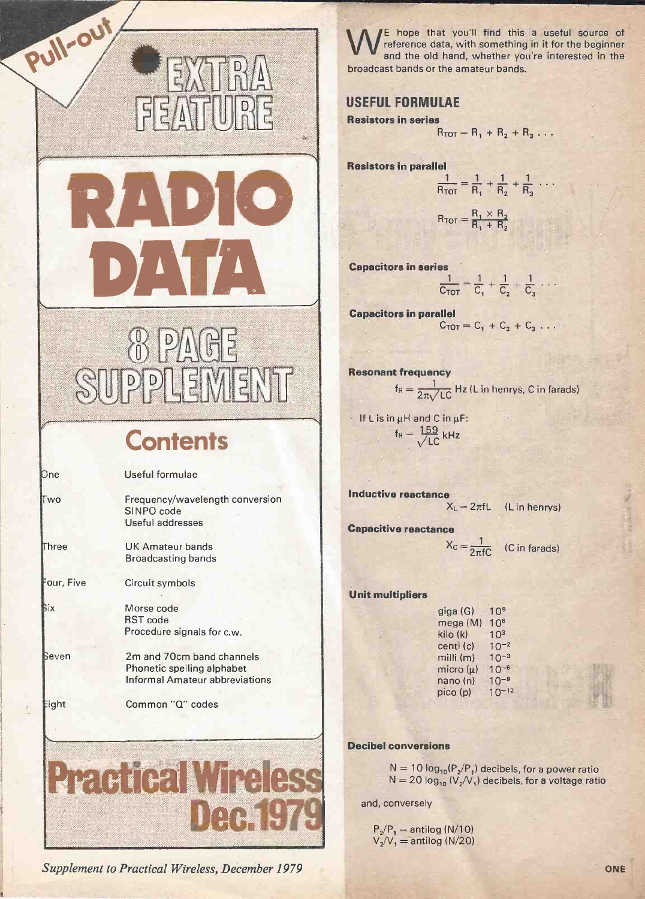Pull-out

EXTRA FEATURE

# RADIO DATA

8 PAGE SUPPLEMENT

## Contents

| | |
|---|---|
| One | Useful formulae |
| Two | Frequency/wavelength conversion<br>SINPO code<br>Useful addresses |
| Three | UK Amateur bands<br>Broadcasting bands |
| Four, Five | Circuit symbols |
| Six | Morse code<br>RST code<br>Procedure signals for c.w. |
| Seven | 2m and 70cm band channels<br>Phonetic spelling alphabet<br>Informal Amateur abbreviations |
| Eight | Common "Q" codes |

Practical Wireless Dec. 1979

*Supplement to Practical Wireless, December 1979*

WE hope that you'll find this a useful source of reference data, with something in it for the beginner and the old hand, whether you're interested in the broadcast bands or the amateur bands.

## USEFUL FORMULAE

**Resistors in series**

$$R_{TOT} = R_1 + R_2 + R_3 \ldots$$

**Resistors in parallel**

$$\frac{1}{R_{TOT}} = \frac{1}{R_1} + \frac{1}{R_2} + \frac{1}{R_3} \ldots$$

$$R_{TOT} = \frac{R_1 \times R_2}{R_1 + R_2}$$

**Capacitors in series**

$$\frac{1}{C_{TOT}} = \frac{1}{C_1} + \frac{1}{C_2} + \frac{1}{C_3} \ldots$$

**Capacitors in parallel**

$$C_{TOT} = C_1 + C_2 + C_3 \ldots$$

**Resonant frequency**

$$f_R = \frac{1}{2\pi\sqrt{LC}} \text{ Hz (L in henrys, C in farads)}$$

If L is in µH and C in µF:

$$f_R = \frac{159}{\sqrt{LC}} \text{ kHz}$$

**Inductive reactance**

$$X_L = 2\pi fL \quad \text{(L in henrys)}$$

**Capacitive reactance**

$$X_C = \frac{1}{2\pi fC} \quad \text{(C in farads)}$$

**Unit multipliers**

| | |
|---|---|
| giga (G) | $10^9$ |
| mega (M) | $10^6$ |
| kilo (k) | $10^3$ |
| centi (c) | $10^{-2}$ |
| milli (m) | $10^{-3}$ |
| micro (µ) | $10^{-6}$ |
| nano (n) | $10^{-9}$ |
| pico (p) | $10^{-12}$ |

**Decibel conversions**

$N = 10 \log_{10}(P_2/P_1)$ decibels, for a power ratio
$N = 20 \log_{10}(V_2/V_1)$ decibels, for a voltage ratio

and, conversely

$P_2/P_1 = \text{antilog}(N/10)$
$V_2/V_1 = \text{antilog}(N/20)$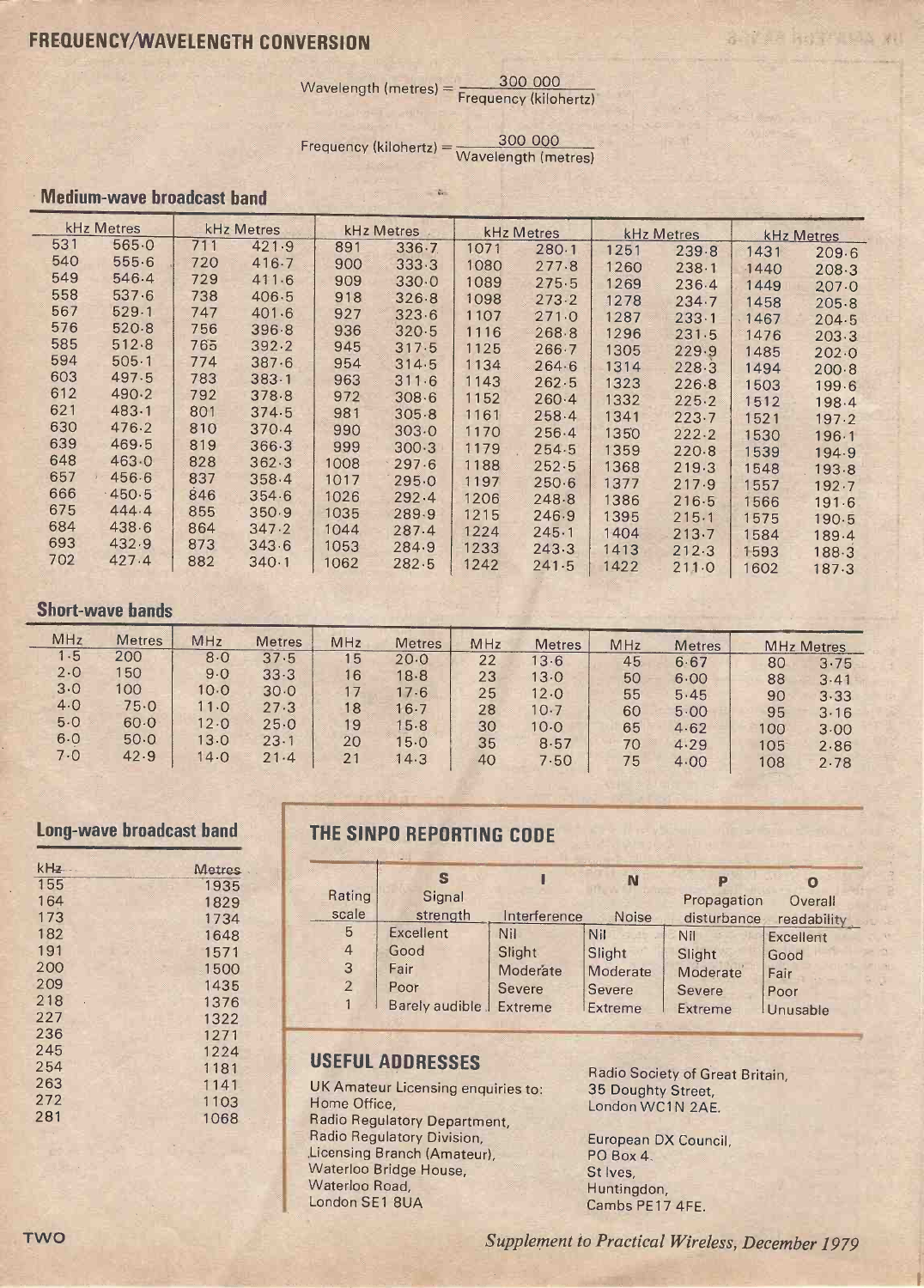## FREQUENCY/WAVELENGTH CONVERSION

$$\text{Wavelength (metres)} = \frac{300\,000}{\text{Frequency (kilohertz)}}$$

$$\text{Frequency (kilohertz)} = \frac{300\,000}{\text{Wavelength (metres)}}$$

### Medium-wave broadcast band

| kHz | Metres | kHz | Metres | kHz | Metres | kHz | Metres | kHz | Metres | kHz | Metres |
|---|---|---|---|---|---|---|---|---|---|---|---|
| 531 | 565·0 | 711 | 421·9 | 891 | 336·7 | 1071 | 280·1 | 1251 | 239·8 | 1431 | 209·6 |
| 540 | 555·6 | 720 | 416·7 | 900 | 333·3 | 1080 | 277·8 | 1260 | 238·1 | 1440 | 208·3 |
| 549 | 546·4 | 729 | 411·6 | 909 | 330·0 | 1089 | 275·5 | 1269 | 236·4 | 1449 | 207·0 |
| 558 | 537·6 | 738 | 406·5 | 918 | 326·8 | 1098 | 273·2 | 1278 | 234·7 | 1458 | 205·8 |
| 567 | 529·1 | 747 | 401·6 | 927 | 323·6 | 1107 | 271·0 | 1287 | 233·1 | 1467 | 204·5 |
| 576 | 520·8 | 756 | 396·8 | 936 | 320·5 | 1116 | 268·8 | 1296 | 231·5 | 1476 | 203·3 |
| 585 | 512·8 | 765 | 392·2 | 945 | 317·5 | 1125 | 266·7 | 1305 | 229·9 | 1485 | 202·0 |
| 594 | 505·1 | 774 | 387·6 | 954 | 314·5 | 1134 | 264·6 | 1314 | 228·3 | 1494 | 200·8 |
| 603 | 497·5 | 783 | 383·1 | 963 | 311·6 | 1143 | 262·5 | 1323 | 226·8 | 1503 | 199·6 |
| 612 | 490·2 | 792 | 378·8 | 972 | 308·6 | 1152 | 260·4 | 1332 | 225·2 | 1512 | 198·4 |
| 621 | 483·1 | 801 | 374·5 | 981 | 305·8 | 1161 | 258·4 | 1341 | 223·7 | 1521 | 197·2 |
| 630 | 476·2 | 810 | 370·4 | 990 | 303·0 | 1170 | 256·4 | 1350 | 222·2 | 1530 | 196·1 |
| 639 | 469·5 | 819 | 366·3 | 999 | 300·3 | 1179 | 254·5 | 1359 | 220·8 | 1539 | 194·9 |
| 648 | 463·0 | 828 | 362·3 | 1008 | 297·6 | 1188 | 252·5 | 1368 | 219·3 | 1548 | 193·8 |
| 657 | 456·6 | 837 | 358·4 | 1017 | 295·0 | 1197 | 250·6 | 1377 | 217·9 | 1557 | 192·7 |
| 666 | 450·5 | 846 | 354·6 | 1026 | 292·4 | 1206 | 248·8 | 1386 | 216·5 | 1566 | 191·6 |
| 675 | 444·4 | 855 | 350·9 | 1035 | 289·9 | 1215 | 246·9 | 1395 | 215·1 | 1575 | 190·5 |
| 684 | 438·6 | 864 | 347·2 | 1044 | 287·4 | 1224 | 245·1 | 1404 | 213·7 | 1584 | 189·4 |
| 693 | 432·9 | 873 | 343·6 | 1053 | 284·9 | 1233 | 243·3 | 1413 | 212·3 | 1593 | 188·3 |
| 702 | 427·4 | 882 | 340·1 | 1062 | 282·5 | 1242 | 241·5 | 1422 | 211·0 | 1602 | 187·3 |

### Short-wave bands

| MHz | Metres | MHz | Metres | MHz | Metres | MHz | Metres | MHz | Metres | MHz | Metres |
|---|---|---|---|---|---|---|---|---|---|---|---|
| 1·5 | 200 | 8·0 | 37·5 | 15 | 20·0 | 22 | 13·6 | 45 | 6·67 | 80 | 3·75 |
| 2·0 | 150 | 9·0 | 33·3 | 16 | 18·8 | 23 | 13·0 | 50 | 6·00 | 88 | 3·41 |
| 3·0 | 100 | 10·0 | 30·0 | 17 | 17·6 | 25 | 12·0 | 55 | 5·45 | 90 | 3·33 |
| 4·0 | 75·0 | 11·0 | 27·3 | 18 | 16·7 | 28 | 10·7 | 60 | 5·00 | 95 | 3·16 |
| 5·0 | 60·0 | 12·0 | 25·0 | 19 | 15·8 | 30 | 10·0 | 65 | 4·62 | 100 | 3·00 |
| 6·0 | 50·0 | 13·0 | 23·1 | 20 | 15·0 | 35 | 8·57 | 70 | 4·29 | 105 | 2·86 |
| 7·0 | 42·9 | 14·0 | 21·4 | 21 | 14·3 | 40 | 7·50 | 75 | 4·00 | 108 | 2·78 |

### Long-wave broadcast band

| kHz | Metres |
|---|---|
| 155 | 1935 |
| 164 | 1829 |
| 173 | 1734 |
| 182 | 1648 |
| 191 | 1571 |
| 200 | 1500 |
| 209 | 1435 |
| 218 | 1376 |
| 227 | 1322 |
| 236 | 1271 |
| 245 | 1224 |
| 254 | 1181 |
| 263 | 1141 |
| 272 | 1103 |
| 281 | 1068 |

## THE SINPO REPORTING CODE

| Rating scale | S Signal strength | I Interference | N Noise | P Propagation disturbance | O Overall readability |
|---|---|---|---|---|---|
| 5 | Excellent | Nil | Nil | Nil | Excellent |
| 4 | Good | Slight | Slight | Slight | Good |
| 3 | Fair | Moderate | Moderate | Moderate | Fair |
| 2 | Poor | Severe | Severe | Severe | Poor |
| 1 | Barely audible | Extreme | Extreme | Extreme | Unusable |

## USEFUL ADDRESSES

UK Amateur Licensing enquiries to:
Home Office,
Radio Regulatory Department,
Radio Regulatory Division,
Licensing Branch (Amateur),
Waterloo Bridge House,
Waterloo Road,
London SE1 8UA

Radio Society of Great Britain,
35 Doughty Street,
London WC1N 2AE.

European DX Council,
PO Box 4.
St Ives,
Huntingdon,
Cambs PE17 4FE.

*Supplement to Practical Wireless, December 1979*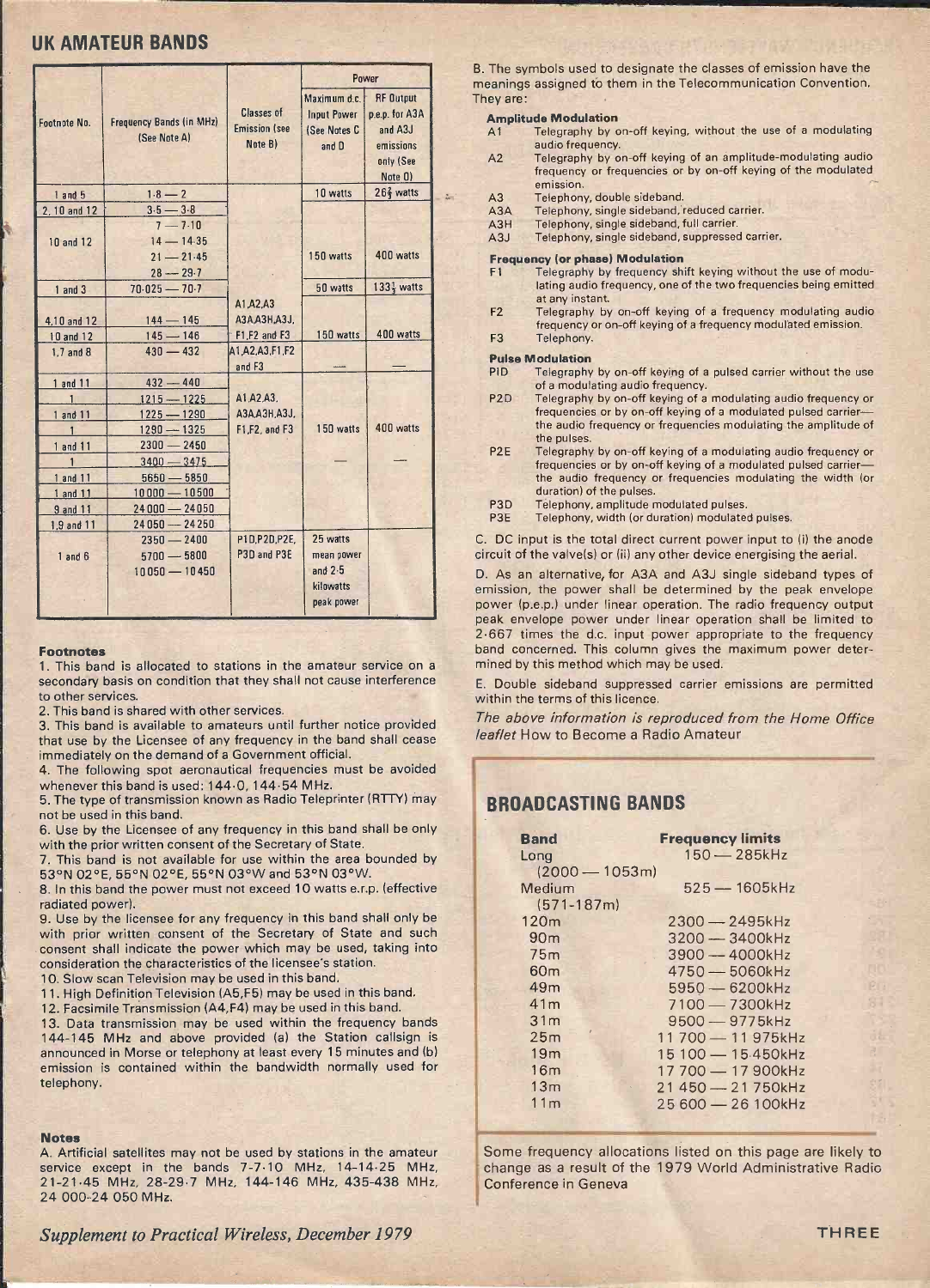## UK AMATEUR BANDS

| Footnote No. | Frequency Bands (in MHz) (See Note A) | Classes of Emission (see Note B) | Power | |
|---|---|---|---|---|
| | | | Maximum d.c. Input Power (See Notes C and D) | RF Output p.e.p. for A3A and A3J emissions only (See Note D) |
| 1 and 5 | 1·8 — 2 | A1,A2,A3 A3A,A3H,A3J, F1,F2 and F3 | 10 watts | 26⅔ watts |
| 2, 10 and 12 | 3·5 — 3·8 | | 150 watts | 400 watts |
| 10 and 12 | 7 — 7·10<br>14 — 14·35<br>21 — 21·45<br>28 — 29·7 | | | |
| 1 and 3 | 70·025 — 70·7 | | 50 watts | 133⅓ watts |
| 4,10 and 12 | 144 — 145 | | 150 watts | 400 watts |
| 10 and 12 | 145 — 146 | | | |
| 1,7 and 8 | 430 — 432 | A1,A2,A3,F1,F2 and F3 | — | — |
| 1 and 11 | 432 — 440 | A1,A2,A3, A3A,A3H,A3J, F1,F2, and F3 | 150 watts | 400 watts |
| 1 | 1215 — 1225 | | | |
| 1 and 11 | 1225 — 1290 | | | |
| 1 | 1290 — 1325 | | | |
| 1 and 11 | 2300 — 2450 | | | |
| 1 | 3400 — 3475 | | — | — |
| 1 and 11 | 5650 — 5850 | | | |
| 1 and 11 | 10000 — 10500 | | | |
| 9 and 11 | 24000 — 24050 | | | |
| 1,9 and 11 | 24050 — 24250 | | | |
| 1 and 6 | 2350 — 2400<br>5700 — 5800<br>10050 — 10450 | P1D,P2D,P2E, P3D and P3E | 25 watts mean power and 2·5 kilowatts peak power | |

### Footnotes

1. This band is allocated to stations in the amateur service on a secondary basis on condition that they shall not cause interference to other services.
2. This band is shared with other services.
3. This band is available to amateurs until further notice provided that use by the Licensee of any frequency in the band shall cease immediately on the demand of a Government official.
4. The following spot aeronautical frequencies must be avoided whenever this band is used: 144·0, 144·54 MHz.
5. The type of transmission known as Radio Teleprinter (RTTY) may not be used in this band.
6. Use by the Licensee of any frequency in this band shall be only with the prior written consent of the Secretary of State.
7. This band is not available for use within the area bounded by 53°N 02°E, 55°N 02°E, 55°N 03°W and 53°N 03°W.
8. In this band the power must not exceed 10 watts e.r.p. (effective radiated power).
9. Use by the licensee for any frequency in this band shall only be with prior written consent of the Secretary of State and such consent shall indicate the power which may be used, taking into consideration the characteristics of the licensee's station.
10. Slow scan Television may be used in this band.
11. High Definition Television (A5,F5) may be used in this band.
12. Facsimile Transmission (A4,F4) may be used in this band.
13. Data transmission may be used within the frequency bands 144-145 MHz and above provided (a) the Station callsign is announced in Morse or telephony at least every 15 minutes and (b) emission is contained within the bandwidth normally used for telephony.

### Notes

A. Artificial satellites may not be used by stations in the amateur service except in the bands 7-7·10 MHz, 14-14·25 MHz, 21-21·45 MHz, 28-29·7 MHz, 144-146 MHz, 435-438 MHz, 24 000-24 050 MHz.

B. The symbols used to designate the classes of emission have the meanings assigned to them in the Telecommunication Convention. They are:

**Amplitude Modulation**

- A1 Telegraphy by on-off keying, without the use of a modulating audio frequency.
- A2 Telegraphy by on-off keying of an amplitude-modulating audio frequency or frequencies or by on-off keying of the modulated emission.
- A3 Telephony, double sideband.
- A3A Telephony, single sideband, reduced carrier.
- A3H Telephony, single sideband, full carrier.
- A3J Telephony, single sideband, suppressed carrier.

**Frequency (or phase) Modulation**

- F1 Telegraphy by frequency shift keying without the use of modulating audio frequency, one of the two frequencies being emitted at any instant.
- F2 Telegraphy by on-off keying of a frequency modulating audio frequency or on-off keying of a frequency modulated emission.
- F3 Telephony.

**Pulse Modulation**

- PID Telegraphy by on-off keying of a pulsed carrier without the use of a modulating audio frequency.
- P2D Telegraphy by on-off keying of a modulating audio frequency or frequencies or by on-off keying of a modulated pulsed carrier—the audio frequency or frequencies modulating the amplitude of the pulses.
- P2E Telegraphy by on-off keying of a modulating audio frequency or frequencies or by on-off keying of a modulated pulsed carrier—the audio frequency or frequencies modulating the width (or duration) of the pulses.
- P3D Telephony, amplitude modulated pulses.
- P3E Telephony, width (or duration) modulated pulses.

C. DC input is the total direct current power input to (i) the anode circuit of the valve(s) or (ii) any other device energising the aerial.

D. As an alternative, for A3A and A3J single sideband types of emission, the power shall be determined by the peak envelope power (p.e.p.) under linear operation. The radio frequency output peak envelope power under linear operation shall be limited to 2·667 times the d.c. input power appropriate to the frequency band concerned. This column gives the maximum power determined by this method which may be used.

E. Double sideband suppressed carrier emissions are permitted within the terms of this licence.

*The above information is reproduced from the Home Office leaflet* How to Become a Radio Amateur

## BROADCASTING BANDS

| Band | Frequency limits |
|---|---|
| Long (2000 — 1053m) | 150 — 285kHz |
| Medium (571-187m) | 525 — 1605kHz |
| 120m | 2300 — 2495kHz |
| 90m | 3200 — 3400kHz |
| 75m | 3900 — 4000kHz |
| 60m | 4750 — 5060kHz |
| 49m | 5950 — 6200kHz |
| 41m | 7100 — 7300kHz |
| 31m | 9500 — 9775kHz |
| 25m | 11 700 — 11 975kHz |
| 19m | 15 100 — 15 450kHz |
| 16m | 17 700 — 17 900kHz |
| 13m | 21 450 — 21 750kHz |
| 11m | 25 600 — 26 100kHz |

Some frequency allocations listed on this page are likely to change as a result of the 1979 World Administrative Radio Conference in Geneva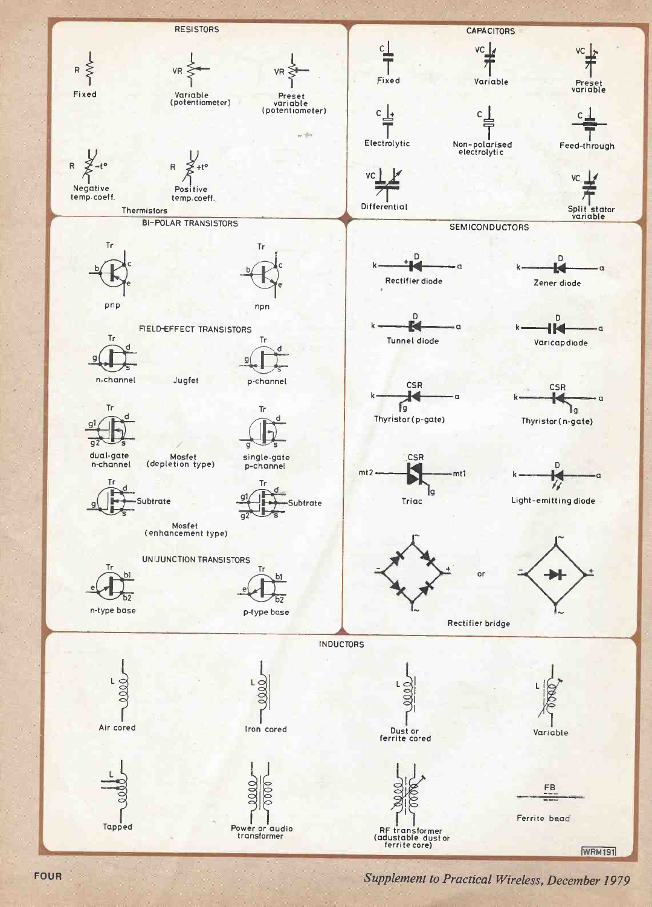## RESISTORS

R
Fixed

VR
Variable (potentiometer)

VR
Preset variable (potentiometer)

R −t°
Negative temp. coeff.

R +t°
Positive temp. coeff.

Thermistors

## CAPACITORS

C
Fixed

VC
Variable

VC
Preset variable

C +
Electrolytic

C
Non-polarised electrolytic

C
Feed-through

VC
Differential

VC
Split stator variable

## BI-POLAR TRANSISTORS

Tr
b c e
pnp

Tr
b c e
npn

## FIELD-EFFECT TRANSISTORS

Tr
g d s
n-channel

Jugfet

Tr
g d s
p-channel

Tr
g1 g2 d s
dual-gate n-channel

Mosfet (depletion type)

Tr
g d s
single-gate p-channel

Tr
g d s
Subtrate

Tr
g1 g2 d s
Subtrate

Mosfet (enhancement type)

## UNIJUNCTION TRANSISTORS

Tr
e b1 b2
n-type base

Tr
e b1 b2
p-type base

## SEMICONDUCTORS

k D a
Rectifier diode

k D a
Zener diode

k D a
Tunnel diode

k D a
Varicap diode

k CSR g a
Thyristor (p-gate)

k CSR g a
Thyristor (n-gate)

mt2 CSR g mt1
Triac

k D a
Light-emitting diode

~ − + ~
or
~ − + ~
Rectifier bridge

## INDUCTORS

L
Air cored

L
Iron cored

L
Dust or ferrite cored

L
Variable

L
Tapped

Power or audio transformer

RF transformer (adjustable dust or ferrite core)

FB
Ferrite bead

WRM191

Supplement to Practical Wireless, December 1979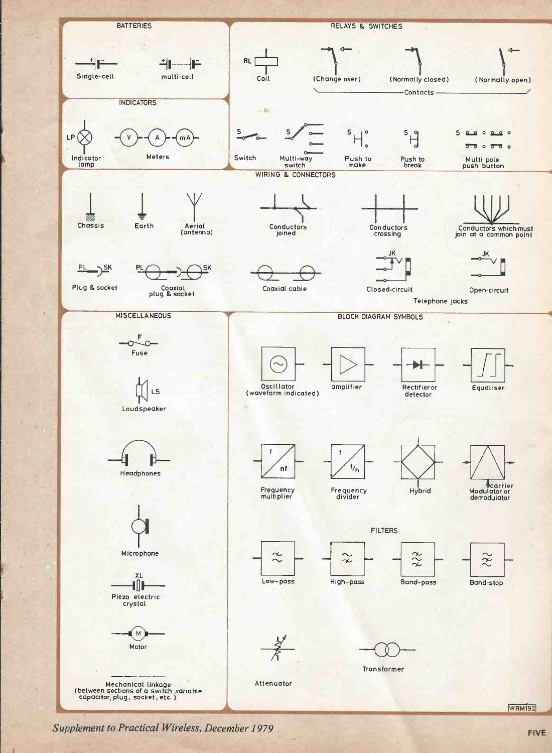## BATTERIES

Single-cell

multi-cell

## RELAYS & SWITCHES

RL

Coil

(Change over)

(Normally closed)

(Normally open)

Contacts

S

Switch

S

Multi-way switch

S

Push to make

S

Push to break

S

Multi pole push button

## INDICATORS

LP

Indicator lamp

V A mA

Meters

## WIRING & CONNECTORS

Chassis

Earth

Aerial (antenna)

Conductors joined

Conductors crossing

Conductors which must join at a common point

PL SK

Plug & socket

PL SK

Coaxial plug & socket

Coaxial cable

JK

Closed-circuit

JK

Open-circuit

Telephone jacks

## MISCELLANEOUS

F

Fuse

LS

Loudspeaker

Headphones

Microphone

XL

Piezo electric crystal

M

Motor

Mechanical linkage (between sections of a switch, variable capacitor, plug, socket, etc.)

## BLOCK DIAGRAM SYMBOLS

Oscillator (waveform indicated)

amplifier

Rectifier or detector

Equaliser

f nf

Frequency multiplier

f f/n

Frequency divider

Hybrid

carrier

Modulator or demodulator

### FILTERS

Low-pass

High-pass

Band-pass

Band-stop

Attenuator

Transformer

WRM192

*Supplement to Practical Wireless, December 1979*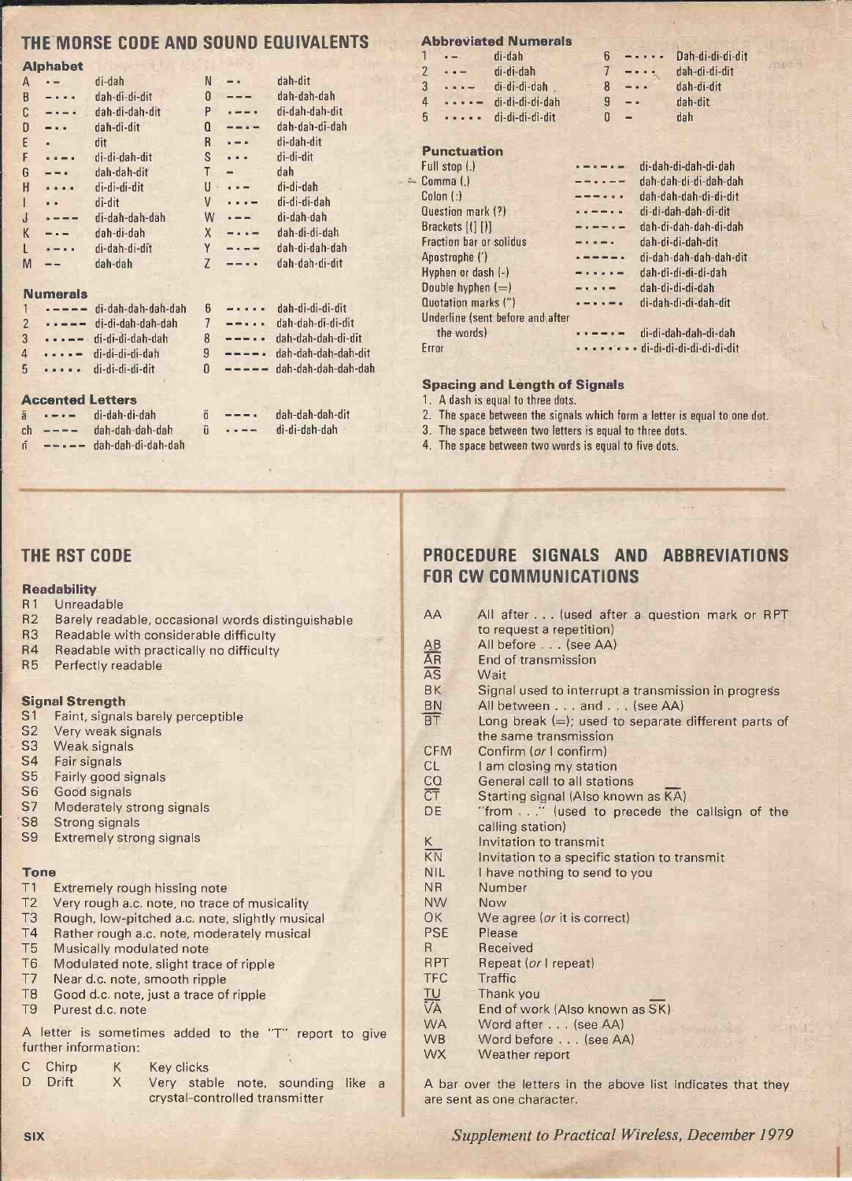## THE MORSE CODE AND SOUND EQUIVALENTS

### Alphabet

| | | | | | |
|---|---|---|---|---|---|
| A | ·– | di-dah | N | –· | dah-dit |
| B | –··· | dah-di-di-dit | O | ––– | dah-dah-dah |
| C | –·–· | dah-di-dah-dit | P | ·––· | di-dah-dah-dit |
| D | –·· | dah-di-dit | Q | ––·– | dah-dah-di-dah |
| E | · | dit | R | ·–· | di-dah-dit |
| F | ··–· | di-di-dah-dit | S | ··· | di-di-dit |
| G | ––· | dah-dah-dit | T | – | dah |
| H | ···· | di-di-di-dit | U | ··– | di-di-dah |
| I | ·· | di-dit | V | ···– | di-di-di-dah |
| J | ·––– | di-dah-dah-dah | W | ·–– | di-dah-dah |
| K | –·– | dah-di-dah | X | –··– | dah-di-di-dah |
| L | ·–·· | di-dah-di-dit | Y | –·–– | dah-di-dah-dah |
| M | –– | dah-dah | Z | ––·· | dah-dah-di-dit |

### Numerals

| | | | | | |
|---|---|---|---|---|---|
| 1 | ·–––– | di-dah-dah-dah-dah | 6 | –···· | dah-di-di-di-dit |
| 2 | ··––– | di-di-dah-dah-dah | 7 | ––··· | dah-dah-di-di-dit |
| 3 | ···–– | di-di-di-dah-dah | 8 | –––·· | dah-dah-dah-di-dit |
| 4 | ····– | di-di-di-di-dah | 9 | ––––· | dah-dah-dah-dah-dit |
| 5 | ····· | di-di-di-di-dit | 0 | ––––– | dah-dah-dah-dah-dah |

### Accented Letters

| | | | | | |
|---|---|---|---|---|---|
| ä | ·–·– | di-dah-di-dah | ö | –––· | dah-dah-dah-dit |
| ch | –––– | dah-dah-dah-dah | ü | ··–– | di-di-dah-dah |
| ñ | ––·–– | dah-dah-di-dah-dah | | | |

### Abbreviated Numerals

| | | | | | |
|---|---|---|---|---|---|
| 1 | ·– | di-dah | 6 | –···· | Dah-di-di-di-dit |
| 2 | ··– | di-di-dah | 7 | –··· | dah-di-di-dit |
| 3 | ···– | di-di-di-dah | 8 | –·· | dah-di-dit |
| 4 | ····– | di-di-di-di-dah | 9 | –· | dah-dit |
| 5 | ····· | di-di-di-di-dit | 0 | – | dah |

### Punctuation

| | | |
|---|---|---|
| Full stop (.) | ·–·–·– | di-dah-di-dah-di-dah |
| Comma (,) | ––··–– | dah-dah-di-di-dah-dah |
| Colon (:) | –––··· | dah-dah-dah-di-di-dit |
| Question mark (?) | ··––·· | di-di-dah-dah-di-dit |
| Brackets [() ()] | –·––·– | dah-di-dah-dah-di-dah |
| Fraction bar or solidus | –··–· | dah-di-di-dah-dit |
| Apostrophe (') | ·––––· | di-dah-dah-dah-dah-dit |
| Hyphen or dash (-) | –····– | dah-di-di-di-di-dah |
| Double hyphen (=) | –···– | dah-di-di-di-dah |
| Quotation marks (") | ·–··–· | di-dah-di-di-dah-dit |
| Underline (sent before and after the words) | ··––·– | di-di-dah-dah-di-dah |
| Error | ········ | di-di-di-di-di-di-di-dit |

### Spacing and Length of Signals

1. A dash is equal to three dots.
2. The space between the signals which form a letter is equal to one dot.
3. The space between two letters is equal to three dots.
4. The space between two words is equal to five dots.

## THE RST CODE

### Readability

- R1 Unreadable
- R2 Barely readable, occasional words distinguishable
- R3 Readable with considerable difficulty
- R4 Readable with practically no difficulty
- R5 Perfectly readable

### Signal Strength

- S1 Faint, signals barely perceptible
- S2 Very weak signals
- S3 Weak signals
- S4 Fair signals
- S5 Fairly good signals
- S6 Good signals
- S7 Moderately strong signals
- S8 Strong signals
- S9 Extremely strong signals

### Tone

- T1 Extremely rough hissing note
- T2 Very rough a.c. note, no trace of musicality
- T3 Rough, low-pitched a.c. note, slightly musical
- T4 Rather rough a.c. note, moderately musical
- T5 Musically modulated note
- T6 Modulated note, slight trace of ripple
- T7 Near d.c. note, smooth ripple
- T8 Good d.c. note, just a trace of ripple
- T9 Purest d.c. note

A letter is sometimes added to the "T" report to give further information:

| | | | |
|---|---|---|---|
| C | Chirp | K | Key clicks |
| D | Drift | X | Very stable note, sounding like a crystal-controlled transmitter |

## PROCEDURE SIGNALS AND ABBREVIATIONS FOR CW COMMUNICATIONS

| | |
|---|---|
| AA | All after . . . (used after a question mark or RPT to request a repetition) |
| $\overline{AB}$ | All before . . . (see AA) |
| $\overline{AR}$ | End of transmission |
| $\overline{AS}$ | Wait |
| BK | Signal used to interrupt a transmission in progress |
| $\overline{BN}$ | All between . . . and . . . (see AA) |
| $\overline{BT}$ | Long break (=); used to separate different parts of the same transmission |
| CFM | Confirm (*or* I confirm) |
| CL | I am closing my station |
| $\overline{CQ}$ | General call to all stations |
| $\overline{CT}$ | Starting signal (Also known as $\overline{KA}$) |
| DE | "from . . ." (used to precede the callsign of the calling station) |
| K | Invitation to transmit |
| $\overline{KN}$ | Invitation to a specific station to transmit |
| NIL | I have nothing to send to you |
| NR | Number |
| NW | Now |
| OK | We agree (*or* it is correct) |
| PSE | Please |
| R | Received |
| RPT | Repeat (*or* I repeat) |
| TFC | Traffic |
| $\overline{TU}$ | Thank you |
| $\overline{VA}$ | End of work (Also known as $\overline{SK}$) |
| WA | Word after . . . (see AA) |
| WB | Word before . . . (see AA) |
| WX | Weather report |

A bar over the letters in the above list indicates that they are sent as one character.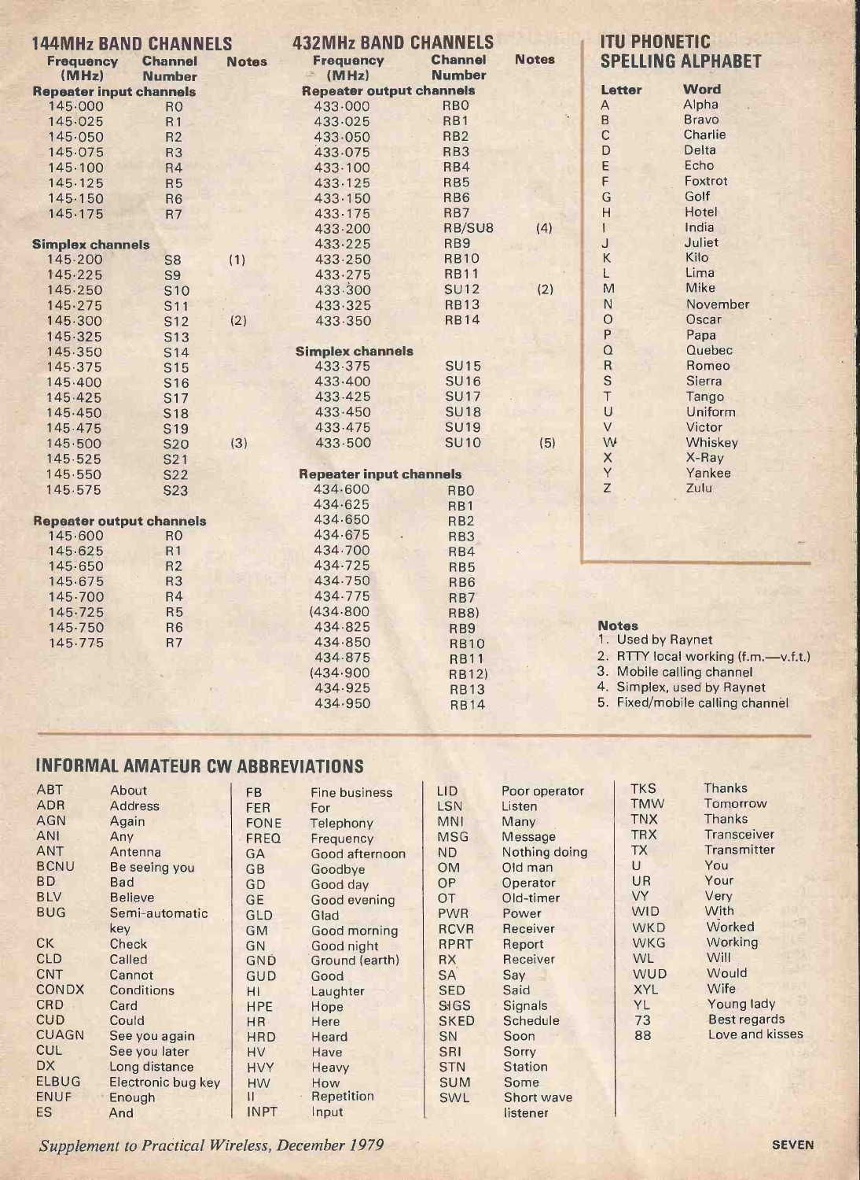## 144MHz BAND CHANNELS

| Frequency (MHz) | Channel Number | Notes |
|---|---|---|
| **Repeater input channels** | | |
| 145·000 | R0 | |
| 145·025 | R1 | |
| 145·050 | R2 | |
| 145·075 | R3 | |
| 145·100 | R4 | |
| 145·125 | R5 | |
| 145·150 | R6 | |
| 145·175 | R7 | |
| **Simplex channels** | | |
| 145·200 | S8 | (1) |
| 145·225 | S9 | |
| 145·250 | S10 | |
| 145·275 | S11 | |
| 145·300 | S12 | (2) |
| 145·325 | S13 | |
| 145·350 | S14 | |
| 145·375 | S15 | |
| 145·400 | S16 | |
| 145·425 | S17 | |
| 145·450 | S18 | |
| 145·475 | S19 | |
| 145·500 | S20 | (3) |
| 145·525 | S21 | |
| 145·550 | S22 | |
| 145·575 | S23 | |
| **Repeater output channels** | | |
| 145·600 | R0 | |
| 145·625 | R1 | |
| 145·650 | R2 | |
| 145·675 | R3 | |
| 145·700 | R4 | |
| 145·725 | R5 | |
| 145·750 | R6 | |
| 145·775 | R7 | |

## 432MHz BAND CHANNELS

| Frequency (MHz) | Channel Number | Notes |
|---|---|---|
| **Repeater output channels** | | |
| 433·000 | RB0 | |
| 433·025 | RB1 | |
| 433·050 | RB2 | |
| 433·075 | RB3 | |
| 433·100 | RB4 | |
| 433·125 | RB5 | |
| 433·150 | RB6 | |
| 433·175 | RB7 | |
| 433·200 | RB/SU8 | (4) |
| 433·225 | RB9 | |
| 433·250 | RB10 | |
| 433·275 | RB11 | |
| 433·300 | SU12 | (2) |
| 433·325 | RB13 | |
| 433·350 | RB14 | |
| **Simplex channels** | | |
| 433·375 | SU15 | |
| 433·400 | SU16 | |
| 433·425 | SU17 | |
| 433·450 | SU18 | |
| 433·475 | SU19 | |
| 433·500 | SU10 | (5) |
| **Repeater input channels** | | |
| 434·600 | RB0 | |
| 434·625 | RB1 | |
| 434·650 | RB2 | |
| 434·675 | RB3 | |
| 434·700 | RB4 | |
| 434·725 | RB5 | |
| 434·750 | RB6 | |
| 434·775 | RB7 | |
| (434·800 | RB8) | |
| 434·825 | RB9 | |
| 434·850 | RB10 | |
| 434·875 | RB11 | |
| (434·900 | RB12) | |
| 434·925 | RB13 | |
| 434·950 | RB14 | |

## ITU PHONETIC SPELLING ALPHABET

| Letter | Word |
|---|---|
| A | Alpha |
| B | Bravo |
| C | Charlie |
| D | Delta |
| E | Echo |
| F | Foxtrot |
| G | Golf |
| H | Hotel |
| I | India |
| J | Juliet |
| K | Kilo |
| L | Lima |
| M | Mike |
| N | November |
| O | Oscar |
| P | Papa |
| Q | Quebec |
| R | Romeo |
| S | Sierra |
| T | Tango |
| U | Uniform |
| V | Victor |
| W | Whiskey |
| X | X-Ray |
| Y | Yankee |
| Z | Zulu |

**Notes**

1. Used by Raynet
2. RTTY local working (f.m.—v.f.t.)
3. Mobile calling channel
4. Simplex, used by Raynet
5. Fixed/mobile calling channel

## INFORMAL AMATEUR CW ABBREVIATIONS

| Abbreviation | Meaning |
|---|---|
| ABT | About |
| ADR | Address |
| AGN | Again |
| ANI | Any |
| ANT | Antenna |
| BCNU | Be seeing you |
| BD | Bad |
| BLV | Believe |
| BUG | Semi-automatic key |
| CK | Check |
| CLD | Called |
| CNT | Cannot |
| CONDX | Conditions |
| CRD | Card |
| CUD | Could |
| CUAGN | See you again |
| CUL | See you later |
| DX | Long distance |
| ELBUG | Electronic bug key |
| ENUF | Enough |
| ES | And |
| FB | Fine business |
| FER | For |
| FONE | Telephony |
| FREQ | Frequency |
| GA | Good afternoon |
| GB | Goodbye |
| GD | Good day |
| GE | Good evening |
| GLD | Glad |
| GM | Good morning |
| GN | Good night |
| GND | Ground (earth) |
| GUD | Good |
| HI | Laughter |
| HPE | Hope |
| HR | Here |
| HRD | Heard |
| HV | Have |
| HVY | Heavy |
| HW | How |
| II | Repetition |
| INPT | Input |
| LID | Poor operator |
| LSN | Listen |
| MNI | Many |
| MSG | Message |
| ND | Nothing doing |
| OM | Old man |
| OP | Operator |
| OT | Old-timer |
| PWR | Power |
| RCVR | Receiver |
| RPRT | Report |
| RX | Receiver |
| SA | Say |
| SED | Said |
| SIGS | Signals |
| SKED | Schedule |
| SN | Soon |
| SRI | Sorry |
| STN | Station |
| SUM | Some |
| SWL | Short wave listener |
| TKS | Thanks |
| TMW | Tomorrow |
| TNX | Thanks |
| TRX | Transceiver |
| TX | Transmitter |
| U | You |
| UR | Your |
| VY | Very |
| WID | With |
| WKD | Worked |
| WKG | Working |
| WL | Will |
| WUD | Would |
| XYL | Wife |
| YL | Young lady |
| 73 | Best regards |
| 88 | Love and kisses |

*Supplement to Practical Wireless, December 1979*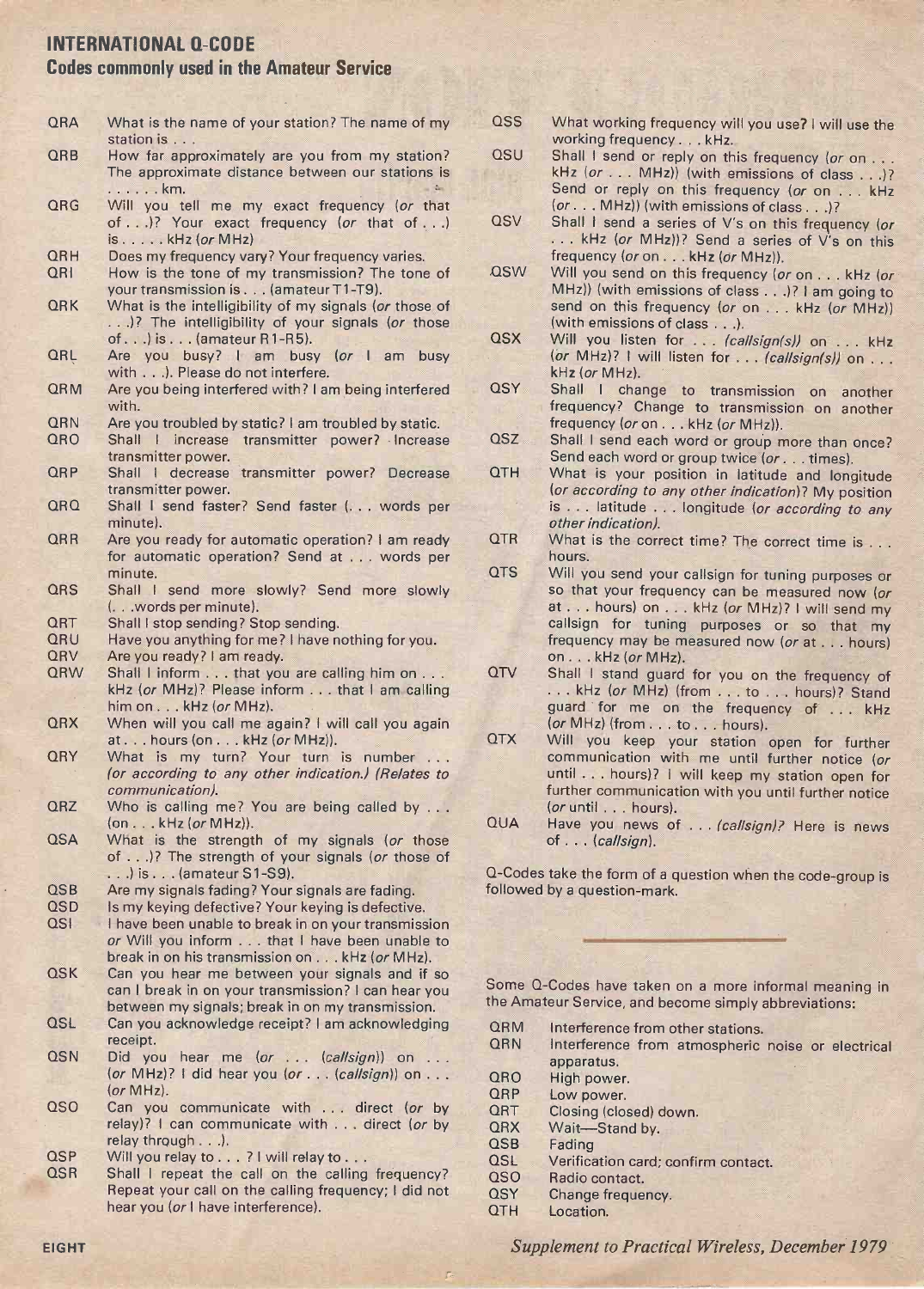## INTERNATIONAL Q-CODE

### Codes commonly used in the Amateur Service

| | |
|---|---|
| QRA | What is the name of your station? The name of my station is . . . |
| QRB | How far approximately are you from my station? The approximate distance between our stations is . . . . . . km. |
| QRG | Will you tell me my exact frequency (*or* that of . . .)? Your exact frequency (*or* that of . . .) is . . . . . kHz (*or* MHz) |
| QRH | Does my frequency vary? Your frequency varies. |
| QRI | How is the tone of my transmission? The tone of your transmission is . . . (amateur T1-T9). |
| QRK | What is the intelligibility of my signals (*or* those of . . .)? The intelligibility of your signals (*or* those of. . .) is . . . (amateur R1-R5). |
| QRL | Are you busy? I am busy (*or* I am busy with . . .). Please do not interfere. |
| QRM | Are you being interfered with? I am being interfered with. |
| QRN | Are you troubled by static? I am troubled by static. |
| QRO | Shall I increase transmitter power? Increase transmitter power. |
| QRP | Shall I decrease transmitter power? Decrease transmitter power. |
| QRQ | Shall I send faster? Send faster (. . . words per minute). |
| QRR | Are you ready for automatic operation? I am ready for automatic operation? Send at . . . words per minute. |
| QRS | Shall I send more slowly? Send more slowly (. . .words per minute). |
| QRT | Shall I stop sending? Stop sending. |
| QRU | Have you anything for me? I have nothing for you. |
| QRV | Are you ready? I am ready. |
| QRW | Shall I inform . . . that you are calling him on . . . kHz (*or* MHz)? Please inform . . . that I am calling him on . . . kHz (*or* MHz). |
| QRX | When will you call me again? I will call you again at . . . hours (on . . . kHz (*or* MHz)). |
| QRY | What is my turn? Your turn is number . . . (*or according to any other indication.) (Relates to communication).* |
| QRZ | Who is calling me? You are being called by . . . (on . . . kHz (*or* MHz)). |
| QSA | What is the strength of my signals (*or* those of . . .)? The strength of your signals (*or* those of . . .) is . . . (amateur S1-S9). |
| QSB | Are my signals fading? Your signals are fading. |
| QSD | Is my keying defective? Your keying is defective. |
| QSI | I have been unable to break in on your transmission *or* Will you inform . . . that I have been unable to break in on his transmission on . . . kHz (*or* MHz). |
| QSK | Can you hear me between your signals and if so can I break in on your transmission? I can hear you between my signals; break in on my transmission. |
| QSL | Can you acknowledge receipt? I am acknowledging receipt. |
| QSN | Did you hear me (*or* . . . (*callsign*)) on . . . (*or* MHz)? I did hear you (*or* . . . (*callsign*)) on . . . (*or* MHz). |
| QSO | Can you communicate with . . . direct (*or* by relay)? I can communicate with . . . direct (*or* by relay through . . .). |
| QSP | Will you relay to . . . ? I will relay to . . . |
| QSR | Shall I repeat the call on the calling frequency? Repeat your call on the calling frequency; I did not hear you (*or* I have interference). |
| QSS | What working frequency will you use? I will use the working frequency . . . kHz. |
| QSU | Shall I send or reply on this frequency (*or* on . . . kHz (*or* . . . MHz)) (with emissions of class . . .)? Send or reply on this frequency (*or* on . . . kHz (*or*. . . MHz)) (with emissions of class . . .)? |
| QSV | Shall I send a series of V's on this frequency (*or* . . . kHz (*or* MHz))? Send a series of V's on this frequency (*or* on . . . kHz (*or* MHz)). |
| QSW | Will you send on this frequency (*or* on . . . kHz (*or* MHz)) (with emissions of class . . .)? I am going to send on this frequency (*or* on . . . kHz (*or* MHz)) (with emissions of class . . .). |
| QSX | Will you listen for . . . *(callsign(s))* on . . . kHz (*or* MHz)? I will listen for . . . *(callsign(s))* on . . . kHz (*or* MHz). |
| QSY | Shall I change to transmission on another frequency? Change to transmission on another frequency (*or* on . . . kHz (*or* MHz)). |
| QSZ | Shall I send each word or group more than once? Send each word or group twice (*or* . . . times). |
| QTH | What is your position in latitude and longitude (*or according to any other indication*)? My position is . . . latitude . . . longitude (*or according to any other indication*). |
| QTR | What is the correct time? The correct time is . . . hours. |
| QTS | Will you send your callsign for tuning purposes or so that your frequency can be measured now (*or* at . . . hours) on . . . kHz (*or* MHz)? I will send my callsign for tuning purposes or so that my frequency may be measured now (*or* at . . . hours) on . . . kHz (*or* MHz). |
| QTV | Shall I stand guard for you on the frequency of . . . kHz (*or* MHz) (from . . . to . . . hours)? Stand guard for me on the frequency of . . . kHz (*or* MHz) (from . . . to . . . hours). |
| QTX | Will you keep your station open for further communication with me until further notice (*or* until . . . hours)? I will keep my station open for further communication with you until further notice (*or* until . . . hours). |
| QUA | Have you news of . . . *(callsign)?* Here is news of . . . (*callsign*). |

Q-Codes take the form of a question when the code-group is followed by a question-mark.

---

Some Q-Codes have taken on a more informal meaning in the Amateur Service, and become simply abbreviations:

| | |
|---|---|
| QRM | Interference from other stations. |
| QRN | Interference from atmospheric noise or electrical apparatus. |
| QRO | High power. |
| QRP | Low power. |
| QRT | Closing (closed) down. |
| QRX | Wait—Stand by. |
| QSB | Fading |
| QSL | Verification card; confirm contact. |
| QSO | Radio contact. |
| QSY | Change frequency. |
| QTH | Location. |